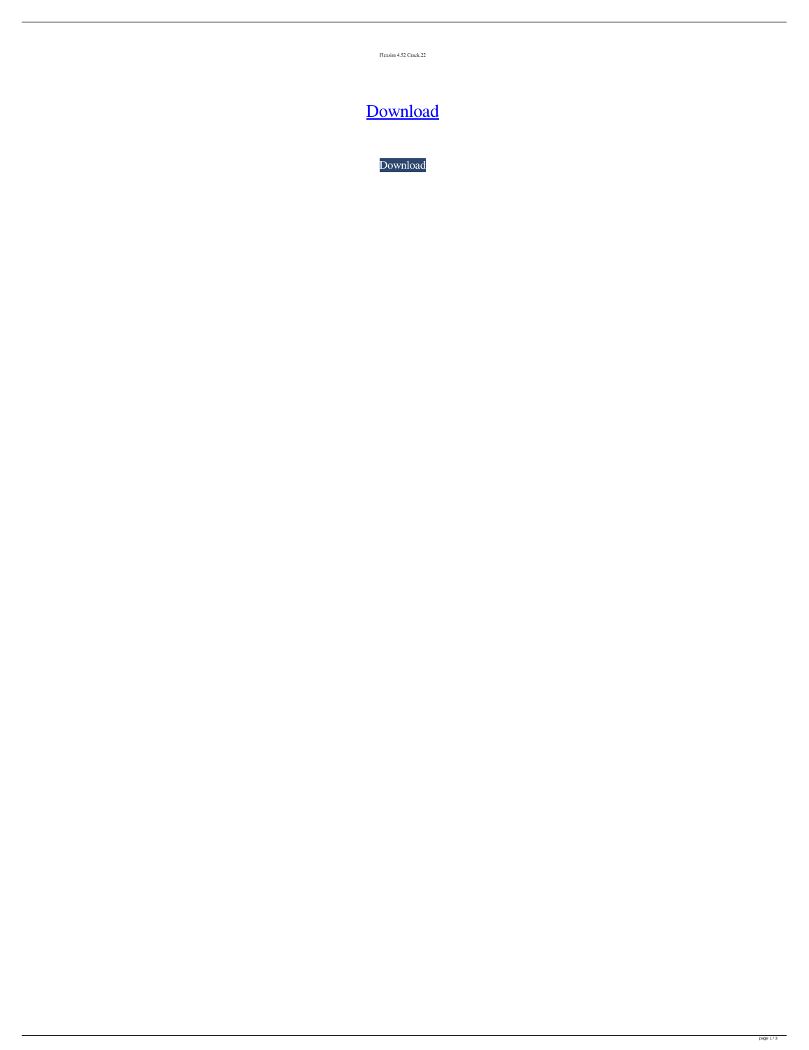Flexsim 4.52 Crack.22

Download

Download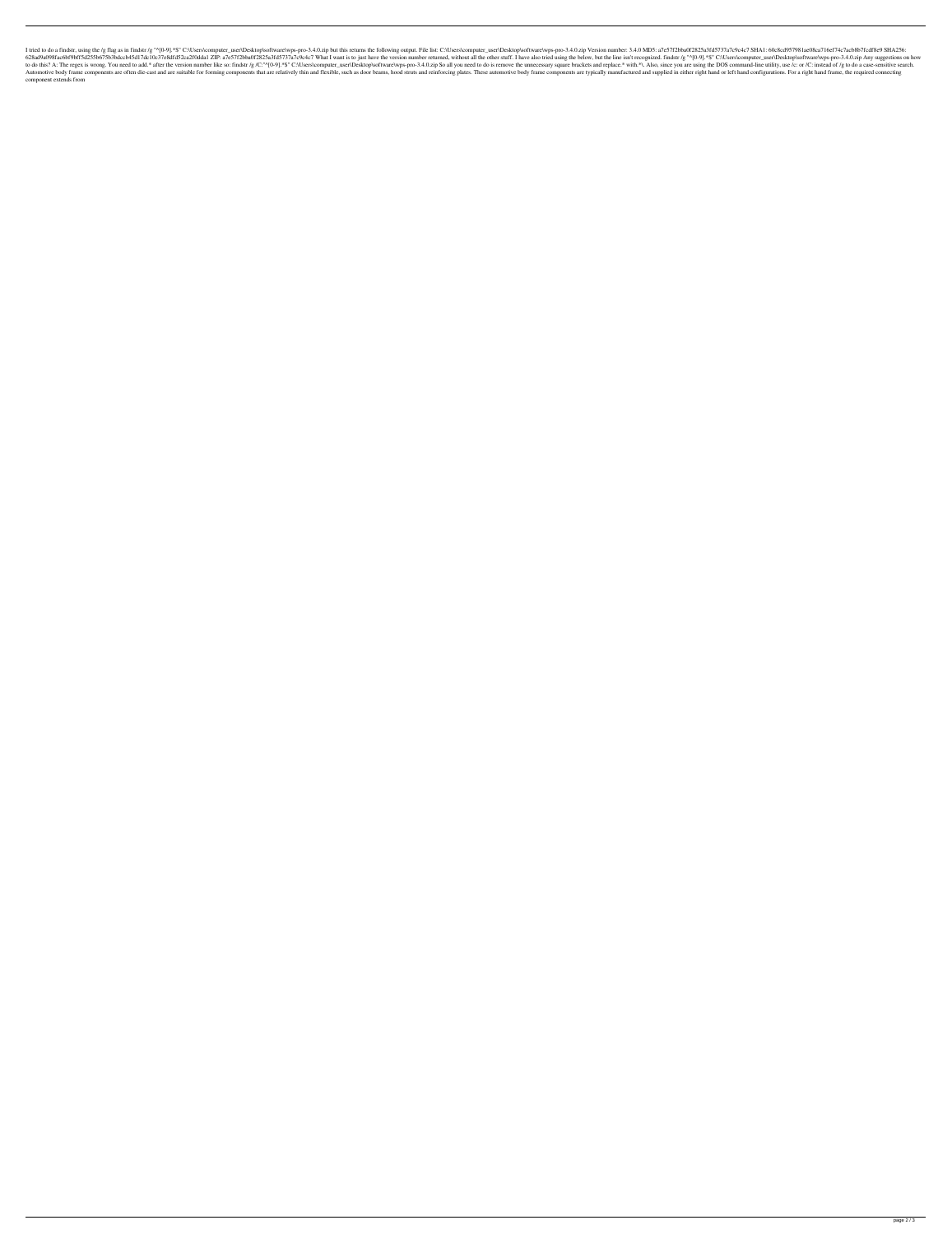I tried to do a findstr, using the /g flag as in findstr /g "^[0-9].*$" C:\Users\computer_user\Desktop\software\wps-pro-3.4.0.zip but this returns the following output. File list: C:\Users\computer_user\Desktop\software\wps-pro-3.4.0.zip Version number: 3.4.0 MD5: a7e57f2bba0f2825a3fd5737a7c9c4c7 SHA1: 60c8cd95798 1ae08ca716ef74c7acb8b7fcdf8e9 SHA256: 628ad9a098fac6bf9bf15d255b675b3bdccb45d17dc10c37e8dfd52ca2f0dda1 ZIP: a7e57f2bba0f2825a3fd5737a7c9c4c7 What I want is to just have the version number returned, without all the other stuff. I have also tried using the below, but the line isn't recognized. findstr /g "^[0-9].*$" C:\Users\computer_user\Desktop\software\wps-pro-3.4.0.zip Any suggestions on how to do this? A: The regex is wrong. You need to add.* after the version number like so: findstr /g /C:"^[0-9].*$" C:\Users\computer_user\Desktop\software\wps-pro-3.4.0.zip So all you need to do is remove the unnecessary square brackets and replace.* with.*\. Also, since you are using the DOS command-line utility, use /c: or /C: instead of /g to do a case-sensitive search. Automotive body frame components are often die-cast and are suitable for forming components that are relatively thin and flexible, such as door beams, hood struts and reinforcing plates. These automotive body frame components are typically manufactured and supplied in either right hand or left hand configurations. For a right hand frame, the required connecting component extends from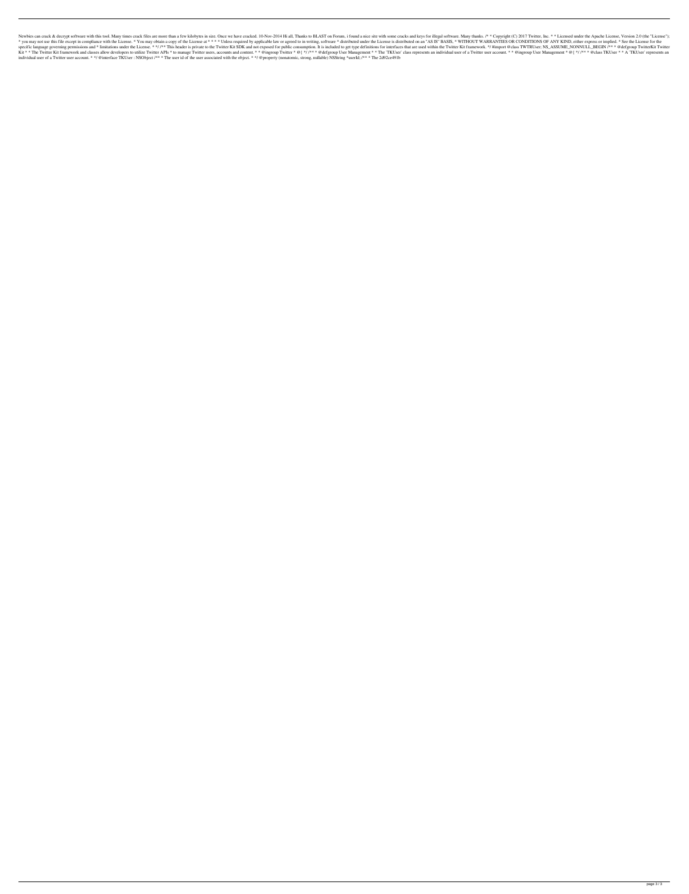Newbies can crack & decrypt software with this tool. Many times crack files are more than a few kilobytes in size. Once we have cracked. 10-Nov-2014 Hi all, Thanks to BLAST on Forum, i found a nice site with some cracks and keys for illegal software. Many thanks. /* * Copyright (C) 2017 Twitter, Inc. * * Licensed under the Apache License, Version 2.0 (the "License"); * you may not use this file except in compliance with the License. * You may obtain a copy of the License at * * * * Unless required by applicable law or agreed to in writing, software * distributed under the License is distributed on an "AS IS" BASIS, * WITHOUT WARRANTIES OR CONDITIONS OF ANY KIND, either express or implied. * See the License for the specific language governing permissions and * limitations under the License. * */ /** This header is private to the Twitter Kit SDK and not exposed for public consumption. It is included to get type definitions for interfaces that are used within the Twitter Kit framework. */ #import @class TWTRUser; NS_ASSUME_NONNULL_BEGIN /** * @defgroup TwitterKit Twitter Kit * * The Twitter Kit framework and classes allow developers to utilize Twitter APIs * to manage Twitter users, accounts and content. * * @ingroup Twitter * @{ */ /** * @defgroup User Management * * The `TKUser` class represents an individual user of a Twitter user account. * * @ingroup User Management * @{ */ /** * @class TKUser * * A `TKUser` represents an individual user of a Twitter user account. * */ @interface TKUser : NSObject /** * The user id of the user associated with the object. * */ @property (nonatomic, strong, nullable) NSString *userId; /** * The 2d92ce491b